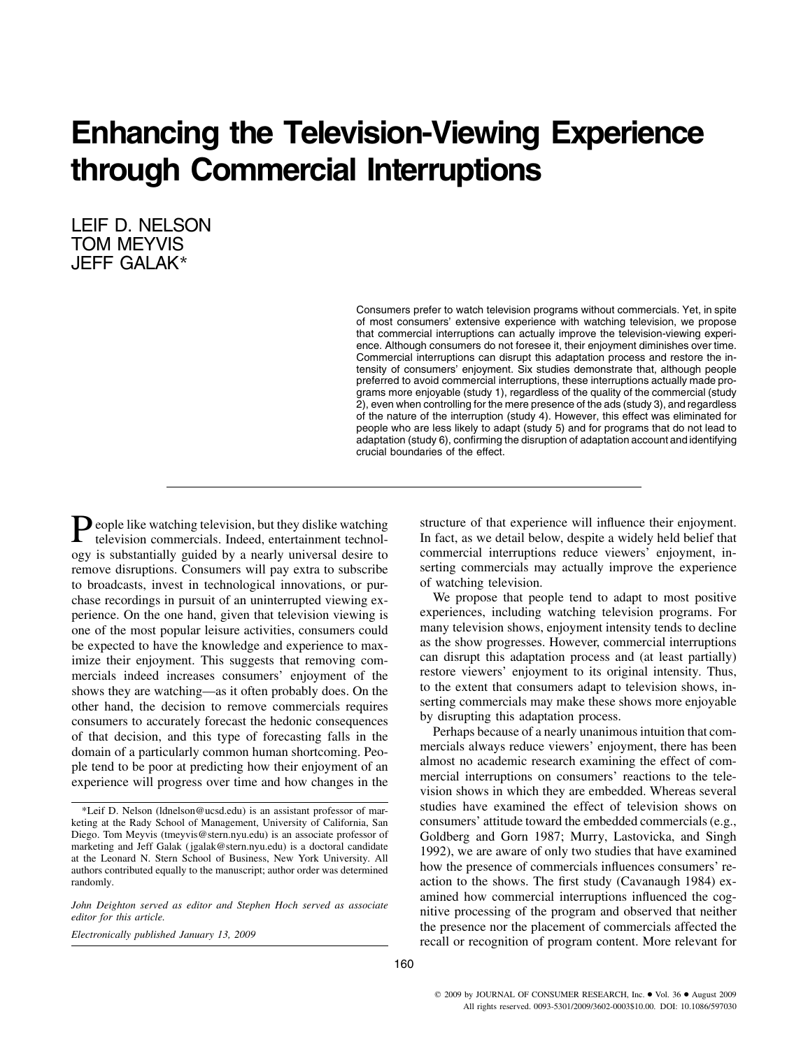# Enhancing the Television-Viewing Experience through Commercial Interruptions

LEIF D. NELSON
TOM MEYVIS
JEFF GALAK*

Consumers prefer to watch television programs without commercials. Yet, in spite of most consumers' extensive experience with watching television, we propose that commercial interruptions can actually improve the television-viewing experience. Although consumers do not foresee it, their enjoyment diminishes over time. Commercial interruptions can disrupt this adaptation process and restore the intensity of consumers' enjoyment. Six studies demonstrate that, although people preferred to avoid commercial interruptions, these interruptions actually made programs more enjoyable (study 1), regardless of the quality of the commercial (study 2), even when controlling for the mere presence of the ads (study 3), and regardless of the nature of the interruption (study 4). However, this effect was eliminated for people who are less likely to adapt (study 5) and for programs that do not lead to adaptation (study 6), confirming the disruption of adaptation account and identifying crucial boundaries of the effect.

---

People like watching television, but they dislike watching television commercials. Indeed, entertainment technology is substantially guided by a nearly universal desire to remove disruptions. Consumers will pay extra to subscribe to broadcasts, invest in technological innovations, or purchase recordings in pursuit of an uninterrupted viewing experience. On the one hand, given that television viewing is one of the most popular leisure activities, consumers could be expected to have the knowledge and experience to maximize their enjoyment. This suggests that removing commercials indeed increases consumers' enjoyment of the shows they are watching—as it often probably does. On the other hand, the decision to remove commercials requires consumers to accurately forecast the hedonic consequences of that decision, and this type of forecasting falls in the domain of a particularly common human shortcoming. People tend to be poor at predicting how their enjoyment of an experience will progress over time and how changes in the structure of that experience will influence their enjoyment. In fact, as we detail below, despite a widely held belief that commercial interruptions reduce viewers' enjoyment, inserting commercials may actually improve the experience of watching television.

We propose that people tend to adapt to most positive experiences, including watching television programs. For many television shows, enjoyment intensity tends to decline as the show progresses. However, commercial interruptions can disrupt this adaptation process and (at least partially) restore viewers' enjoyment to its original intensity. Thus, to the extent that consumers adapt to television shows, inserting commercials may make these shows more enjoyable by disrupting this adaptation process.

Perhaps because of a nearly unanimous intuition that commercials always reduce viewers' enjoyment, there has been almost no academic research examining the effect of commercial interruptions on consumers' reactions to the television shows in which they are embedded. Whereas several studies have examined the effect of television shows on consumers' attitude toward the embedded commercials (e.g., Goldberg and Gorn 1987; Murry, Lastovicka, and Singh 1992), we are aware of only two studies that have examined how the presence of commercials influences consumers' reaction to the shows. The first study (Cavanaugh 1984) examined how commercial interruptions influenced the cognitive processing of the program and observed that neither the presence nor the placement of commercials affected the recall or recognition of program content. More relevant for

---

*Leif D. Nelson (ldnelson@ucsd.edu) is an assistant professor of marketing at the Rady School of Management, University of California, San Diego. Tom Meyvis (tmeyvis@stern.nyu.edu) is an associate professor of marketing and Jeff Galak (jgalak@stern.nyu.edu) is a doctoral candidate at the Leonard N. Stern School of Business, New York University. All authors contributed equally to the manuscript; author order was determined randomly.

*John Deighton served as editor and Stephen Hoch served as associate editor for this article.*

*Electronically published January 13, 2009*

© 2009 by JOURNAL OF CONSUMER RESEARCH, Inc. • Vol. 36 • August 2009
All rights reserved. 0093-5301/2009/3602-0003$10.00. DOI: 10.1086/597030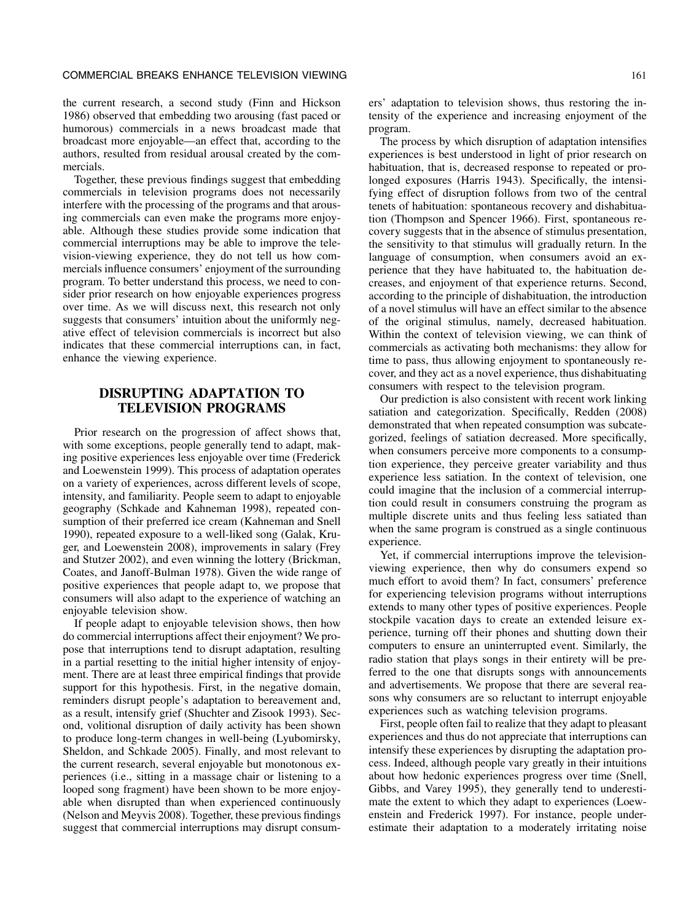the current research, a second study (Finn and Hickson 1986) observed that embedding two arousing (fast paced or humorous) commercials in a news broadcast made that broadcast more enjoyable—an effect that, according to the authors, resulted from residual arousal created by the commercials.

Together, these previous findings suggest that embedding commercials in television programs does not necessarily interfere with the processing of the programs and that arousing commercials can even make the programs more enjoyable. Although these studies provide some indication that commercial interruptions may be able to improve the television-viewing experience, they do not tell us how commercials influence consumers' enjoyment of the surrounding program. To better understand this process, we need to consider prior research on how enjoyable experiences progress over time. As we will discuss next, this research not only suggests that consumers' intuition about the uniformly negative effect of television commercials is incorrect but also indicates that these commercial interruptions can, in fact, enhance the viewing experience.

## DISRUPTING ADAPTATION TO TELEVISION PROGRAMS

Prior research on the progression of affect shows that, with some exceptions, people generally tend to adapt, making positive experiences less enjoyable over time (Frederick and Loewenstein 1999). This process of adaptation operates on a variety of experiences, across different levels of scope, intensity, and familiarity. People seem to adapt to enjoyable geography (Schkade and Kahneman 1998), repeated consumption of their preferred ice cream (Kahneman and Snell 1990), repeated exposure to a well-liked song (Galak, Kruger, and Loewenstein 2008), improvements in salary (Frey and Stutzer 2002), and even winning the lottery (Brickman, Coates, and Janoff-Bulman 1978). Given the wide range of positive experiences that people adapt to, we propose that consumers will also adapt to the experience of watching an enjoyable television show.

If people adapt to enjoyable television shows, then how do commercial interruptions affect their enjoyment? We propose that interruptions tend to disrupt adaptation, resulting in a partial resetting to the initial higher intensity of enjoyment. There are at least three empirical findings that provide support for this hypothesis. First, in the negative domain, reminders disrupt people's adaptation to bereavement and, as a result, intensify grief (Shuchter and Zisook 1993). Second, volitional disruption of daily activity has been shown to produce long-term changes in well-being (Lyubomirsky, Sheldon, and Schkade 2005). Finally, and most relevant to the current research, several enjoyable but monotonous experiences (i.e., sitting in a massage chair or listening to a looped song fragment) have been shown to be more enjoyable when disrupted than when experienced continuously (Nelson and Meyvis 2008). Together, these previous findings suggest that commercial interruptions may disrupt consumers' adaptation to television shows, thus restoring the intensity of the experience and increasing enjoyment of the program.

The process by which disruption of adaptation intensifies experiences is best understood in light of prior research on habituation, that is, decreased response to repeated or prolonged exposures (Harris 1943). Specifically, the intensifying effect of disruption follows from two of the central tenets of habituation: spontaneous recovery and dishabituation (Thompson and Spencer 1966). First, spontaneous recovery suggests that in the absence of stimulus presentation, the sensitivity to that stimulus will gradually return. In the language of consumption, when consumers avoid an experience that they have habituated to, the habituation decreases, and enjoyment of that experience returns. Second, according to the principle of dishabituation, the introduction of a novel stimulus will have an effect similar to the absence of the original stimulus, namely, decreased habituation. Within the context of television viewing, we can think of commercials as activating both mechanisms: they allow for time to pass, thus allowing enjoyment to spontaneously recover, and they act as a novel experience, thus dishabituating consumers with respect to the television program.

Our prediction is also consistent with recent work linking satiation and categorization. Specifically, Redden (2008) demonstrated that when repeated consumption was subcategorized, feelings of satiation decreased. More specifically, when consumers perceive more components to a consumption experience, they perceive greater variability and thus experience less satiation. In the context of television, one could imagine that the inclusion of a commercial interruption could result in consumers construing the program as multiple discrete units and thus feeling less satiated than when the same program is construed as a single continuous experience.

Yet, if commercial interruptions improve the television-viewing experience, then why do consumers expend so much effort to avoid them? In fact, consumers' preference for experiencing television programs without interruptions extends to many other types of positive experiences. People stockpile vacation days to create an extended leisure experience, turning off their phones and shutting down their computers to ensure an uninterrupted event. Similarly, the radio station that plays songs in their entirety will be preferred to the one that disrupts songs with announcements and advertisements. We propose that there are several reasons why consumers are so reluctant to interrupt enjoyable experiences such as watching television programs.

First, people often fail to realize that they adapt to pleasant experiences and thus do not appreciate that interruptions can intensify these experiences by disrupting the adaptation process. Indeed, although people vary greatly in their intuitions about how hedonic experiences progress over time (Snell, Gibbs, and Varey 1995), they generally tend to underestimate the extent to which they adapt to experiences (Loewenstein and Frederick 1997). For instance, people underestimate their adaptation to a moderately irritating noise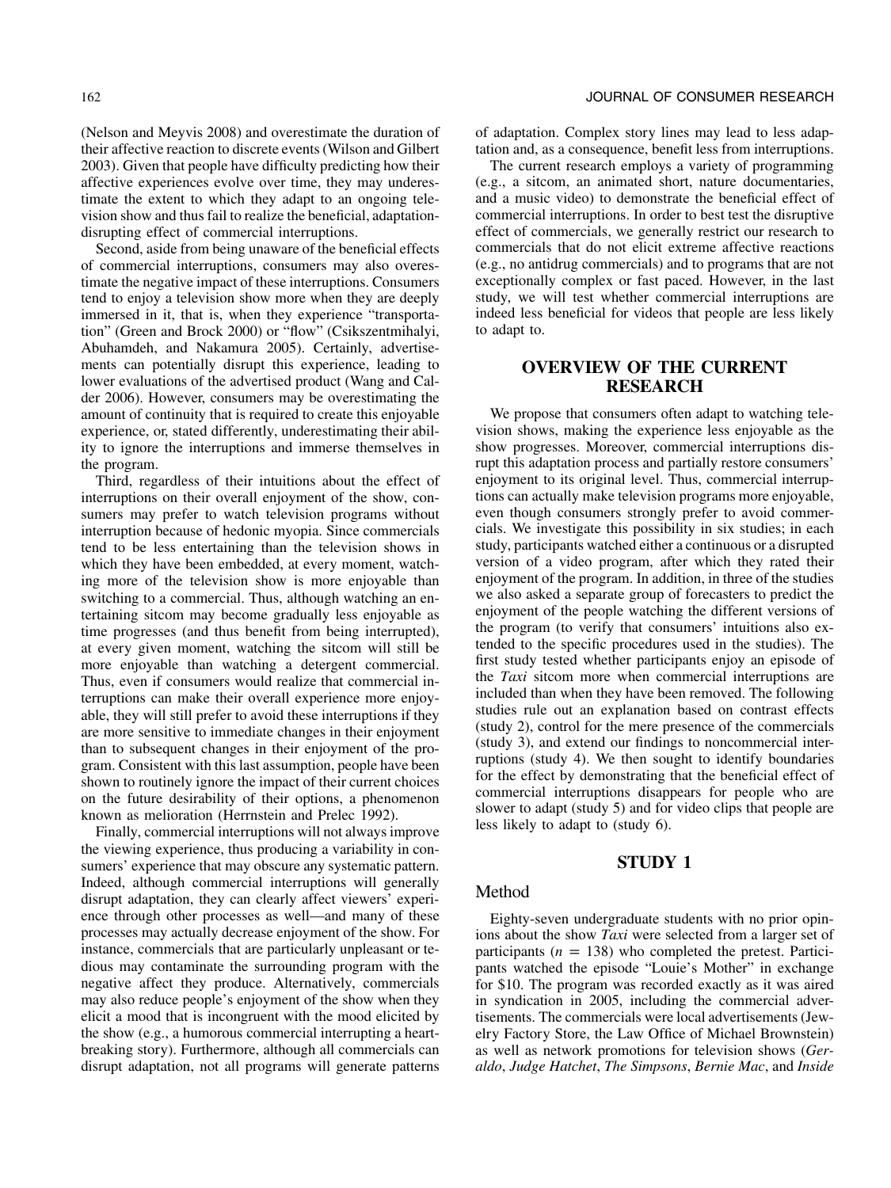(Nelson and Meyvis 2008) and overestimate the duration of their affective reaction to discrete events (Wilson and Gilbert 2003). Given that people have difficulty predicting how their affective experiences evolve over time, they may underestimate the extent to which they adapt to an ongoing television show and thus fail to realize the beneficial, adaptation-disrupting effect of commercial interruptions.

Second, aside from being unaware of the beneficial effects of commercial interruptions, consumers may also overestimate the negative impact of these interruptions. Consumers tend to enjoy a television show more when they are deeply immersed in it, that is, when they experience "transportation" (Green and Brock 2000) or "flow" (Csikszentmihalyi, Abuhamdeh, and Nakamura 2005). Certainly, advertisements can potentially disrupt this experience, leading to lower evaluations of the advertised product (Wang and Calder 2006). However, consumers may be overestimating the amount of continuity that is required to create this enjoyable experience, or, stated differently, underestimating their ability to ignore the interruptions and immerse themselves in the program.

Third, regardless of their intuitions about the effect of interruptions on their overall enjoyment of the show, consumers may prefer to watch television programs without interruption because of hedonic myopia. Since commercials tend to be less entertaining than the television shows in which they have been embedded, at every moment, watching more of the television show is more enjoyable than switching to a commercial. Thus, although watching an entertaining sitcom may become gradually less enjoyable as time progresses (and thus benefit from being interrupted), at every given moment, watching the sitcom will still be more enjoyable than watching a detergent commercial. Thus, even if consumers would realize that commercial interruptions can make their overall experience more enjoyable, they will still prefer to avoid these interruptions if they are more sensitive to immediate changes in their enjoyment than to subsequent changes in their enjoyment of the program. Consistent with this last assumption, people have been shown to routinely ignore the impact of their current choices on the future desirability of their options, a phenomenon known as melioration (Herrnstein and Prelec 1992).

Finally, commercial interruptions will not always improve the viewing experience, thus producing a variability in consumers' experience that may obscure any systematic pattern. Indeed, although commercial interruptions will generally disrupt adaptation, they can clearly affect viewers' experience through other processes as well—and many of these processes may actually decrease enjoyment of the show. For instance, commercials that are particularly unpleasant or tedious may contaminate the surrounding program with the negative affect they produce. Alternatively, commercials may also reduce people's enjoyment of the show when they elicit a mood that is incongruent with the mood elicited by the show (e.g., a humorous commercial interrupting a heartbreaking story). Furthermore, although all commercials can disrupt adaptation, not all programs will generate patterns of adaptation. Complex story lines may lead to less adaptation and, as a consequence, benefit less from interruptions.

The current research employs a variety of programming (e.g., a sitcom, an animated short, nature documentaries, and a music video) to demonstrate the beneficial effect of commercial interruptions. In order to best test the disruptive effect of commercials, we generally restrict our research to commercials that do not elicit extreme affective reactions (e.g., no antidrug commercials) and to programs that are not exceptionally complex or fast paced. However, in the last study, we will test whether commercial interruptions are indeed less beneficial for videos that people are less likely to adapt to.

## OVERVIEW OF THE CURRENT RESEARCH

We propose that consumers often adapt to watching television shows, making the experience less enjoyable as the show progresses. Moreover, commercial interruptions disrupt this adaptation process and partially restore consumers' enjoyment to its original level. Thus, commercial interruptions can actually make television programs more enjoyable, even though consumers strongly prefer to avoid commercials. We investigate this possibility in six studies; in each study, participants watched either a continuous or a disrupted version of a video program, after which they rated their enjoyment of the program. In addition, in three of the studies we also asked a separate group of forecasters to predict the enjoyment of the people watching the different versions of the program (to verify that consumers' intuitions also extended to the specific procedures used in the studies). The first study tested whether participants enjoy an episode of the *Taxi* sitcom more when commercial interruptions are included than when they have been removed. The following studies rule out an explanation based on contrast effects (study 2), control for the mere presence of the commercials (study 3), and extend our findings to noncommercial interruptions (study 4). We then sought to identify boundaries for the effect by demonstrating that the beneficial effect of commercial interruptions disappears for people who are slower to adapt (study 5) and for video clips that people are less likely to adapt to (study 6).

## STUDY 1

### Method

Eighty-seven undergraduate students with no prior opinions about the show *Taxi* were selected from a larger set of participants ($n = 138$) who completed the pretest. Participants watched the episode "Louie's Mother" in exchange for \$10. The program was recorded exactly as it was aired in syndication in 2005, including the commercial advertisements. The commercials were local advertisements (Jewelry Factory Store, the Law Office of Michael Brownstein) as well as network promotions for television shows (*Geraldo*, *Judge Hatchet*, *The Simpsons*, *Bernie Mac*, and *Inside*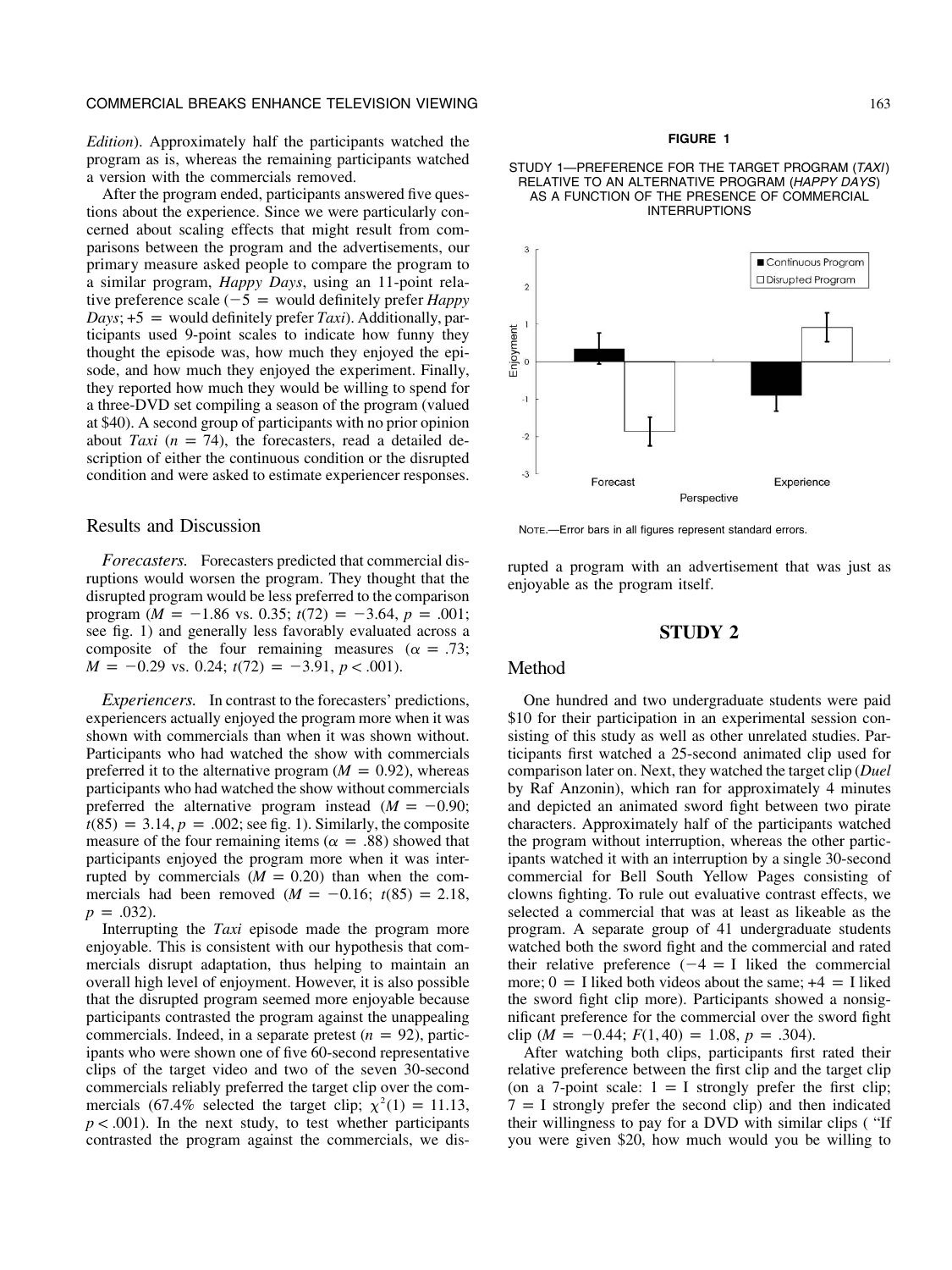*Edition*). Approximately half the participants watched the program as is, whereas the remaining participants watched a version with the commercials removed.

After the program ended, participants answered five questions about the experience. Since we were particularly concerned about scaling effects that might result from comparisons between the program and the advertisements, our primary measure asked people to compare the program to a similar program, *Happy Days*, using an 11-point relative preference scale ($-5$ = would definitely prefer *Happy Days*; $+5$ = would definitely prefer *Taxi*). Additionally, participants used 9-point scales to indicate how funny they thought the episode was, how much they enjoyed the episode, and how much they enjoyed the experiment. Finally, they reported how much they would be willing to spend for a three-DVD set compiling a season of the program (valued at $40). A second group of participants with no prior opinion about *Taxi* ($n = 74$), the forecasters, read a detailed description of either the continuous condition or the disrupted condition and were asked to estimate experiencer responses.

## Results and Discussion

*Forecasters.* Forecasters predicted that commercial disruptions would worsen the program. They thought that the disrupted program would be less preferred to the comparison program ($M = -1.86$ vs. $0.35$; $t(72) = -3.64$, $p = .001$; see fig. 1) and generally less favorably evaluated across a composite of the four remaining measures ($\alpha = .73$; $M = -0.29$ vs. $0.24$; $t(72) = -3.91$, $p < .001$).

*Experiencers.* In contrast to the forecasters' predictions, experiencers actually enjoyed the program more when it was shown with commercials than when it was shown without. Participants who had watched the show with commercials preferred it to the alternative program ($M = 0.92$), whereas participants who had watched the show without commercials preferred the alternative program instead ($M = -0.90$; $t(85) = 3.14$, $p = .002$; see fig. 1). Similarly, the composite measure of the four remaining items ($\alpha = .88$) showed that participants enjoyed the program more when it was interrupted by commercials ($M = 0.20$) than when the commercials had been removed ($M = -0.16$; $t(85) = 2.18$, $p = .032$).

Interrupting the *Taxi* episode made the program more enjoyable. This is consistent with our hypothesis that commercials disrupt adaptation, thus helping to maintain an overall high level of enjoyment. However, it is also possible that the disrupted program seemed more enjoyable because participants contrasted the program against the unappealing commercials. Indeed, in a separate pretest ($n = 92$), participants who were shown one of five 60-second representative clips of the target video and two of the seven 30-second commercials reliably preferred the target clip over the commercials (67.4% selected the target clip; $\chi^2(1) = 11.13$, $p < .001$). In the next study, to test whether participants contrasted the program against the commercials, we disrupted a program with an advertisement that was just as enjoyable as the program itself.

**FIGURE 1**

STUDY 1—PREFERENCE FOR THE TARGET PROGRAM (*TAXI*) RELATIVE TO AN ALTERNATIVE PROGRAM (*HAPPY DAYS*) AS A FUNCTION OF THE PRESENCE OF COMMERCIAL INTERRUPTIONS

NOTE.—Error bars in all figures represent standard errors.

# STUDY 2

## Method

One hundred and two undergraduate students were paid $10 for their participation in an experimental session consisting of this study as well as other unrelated studies. Participants first watched a 25-second animated clip used for comparison later on. Next, they watched the target clip (*Duel* by Raf Anzonin), which ran for approximately 4 minutes and depicted an animated sword fight between two pirate characters. Approximately half of the participants watched the program without interruption, whereas the other participants watched it with an interruption by a single 30-second commercial for Bell South Yellow Pages consisting of clowns fighting. To rule out evaluative contrast effects, we selected a commercial that was at least as likeable as the program. A separate group of 41 undergraduate students watched both the sword fight and the commercial and rated their relative preference ($-4$ = I liked the commercial more; 0 = I liked both videos about the same; $+4$ = I liked the sword fight clip more). Participants showed a nonsignificant preference for the commercial over the sword fight clip ($M = -0.44$; $F(1, 40) = 1.08$, $p = .304$).

After watching both clips, participants first rated their relative preference between the first clip and the target clip (on a 7-point scale: 1 = I strongly prefer the first clip; 7 = I strongly prefer the second clip) and then indicated their willingness to pay for a DVD with similar clips ( "If you were given $20, how much would you be willing to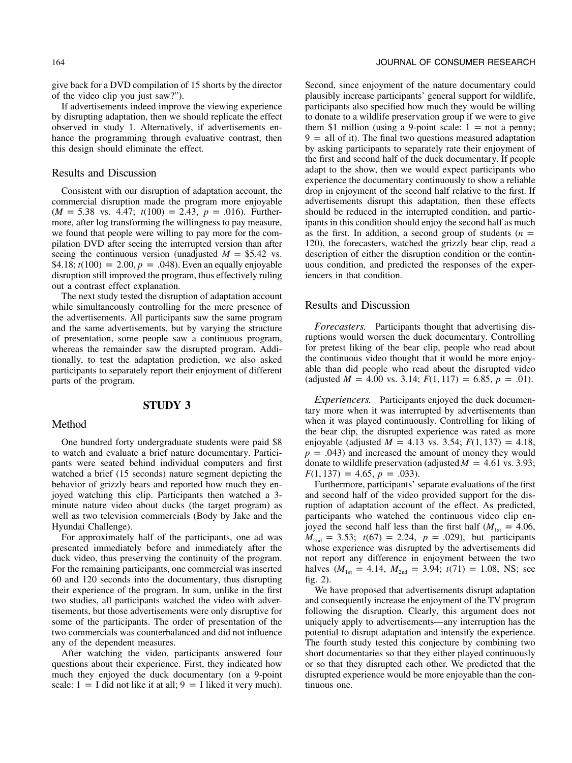give back for a DVD compilation of 15 shorts by the director of the video clip you just saw?").

If advertisements indeed improve the viewing experience by disrupting adaptation, then we should replicate the effect observed in study 1. Alternatively, if advertisements enhance the programming through evaluative contrast, then this design should eliminate the effect.

### Results and Discussion

Consistent with our disruption of adaptation account, the commercial disruption made the program more enjoyable ($M = 5.38$ vs. 4.47; $t(100) = 2.43$, $p = .016$). Furthermore, after log transforming the willingness to pay measure, we found that people were willing to pay more for the compilation DVD after seeing the interrupted version than after seeing the continuous version (unadjusted $M = \$5.42$ vs. \$4.18; $t(100) = 2.00, p = .048$). Even an equally enjoyable disruption still improved the program, thus effectively ruling out a contrast effect explanation.

The next study tested the disruption of adaptation account while simultaneously controlling for the mere presence of the advertisements. All participants saw the same program and the same advertisements, but by varying the structure of presentation, some people saw a continuous program, whereas the remainder saw the disrupted program. Additionally, to test the adaptation prediction, we also asked participants to separately report their enjoyment of different parts of the program.

## STUDY 3

### Method

One hundred forty undergraduate students were paid \$8 to watch and evaluate a brief nature documentary. Participants were seated behind individual computers and first watched a brief (15 seconds) nature segment depicting the behavior of grizzly bears and reported how much they enjoyed watching this clip. Participants then watched a 3-minute nature video about ducks (the target program) as well as two television commercials (Body by Jake and the Hyundai Challenge).

For approximately half of the participants, one ad was presented immediately before and immediately after the duck video, thus preserving the continuity of the program. For the remaining participants, one commercial was inserted 60 and 120 seconds into the documentary, thus disrupting their experience of the program. In sum, unlike in the first two studies, all participants watched the video with advertisements, but those advertisements were only disruptive for some of the participants. The order of presentation of the two commercials was counterbalanced and did not influence any of the dependent measures.

After watching the video, participants answered four questions about their experience. First, they indicated how much they enjoyed the duck documentary (on a 9-point scale: 1 = I did not like it at all; 9 = I liked it very much). Second, since enjoyment of the nature documentary could plausibly increase participants' general support for wildlife, participants also specified how much they would be willing to donate to a wildlife preservation group if we were to give them \$1 million (using a 9-point scale: 1 = not a penny; 9 = all of it). The final two questions measured adaptation by asking participants to separately rate their enjoyment of the first and second half of the duck documentary. If people adapt to the show, then we would expect participants who experience the documentary continuously to show a reliable drop in enjoyment of the second half relative to the first. If advertisements disrupt this adaptation, then these effects should be reduced in the interrupted condition, and participants in this condition should enjoy the second half as much as the first. In addition, a second group of students ($n = 120$), the forecasters, watched the grizzly bear clip, read a description of either the disruption condition or the continuous condition, and predicted the responses of the experiencers in that condition.

### Results and Discussion

*Forecasters.* Participants thought that advertising disruptions would worsen the duck documentary. Controlling for pretest liking of the bear clip, people who read about the continuous video thought that it would be more enjoyable than did people who read about the disrupted video (adjusted $M = 4.00$ vs. 3.14; $F(1, 117) = 6.85$, $p = .01$).

*Experiencers.* Participants enjoyed the duck documentary more when it was interrupted by advertisements than when it was played continuously. Controlling for liking of the bear clip, the disrupted experience was rated as more enjoyable (adjusted $M = 4.13$ vs. 3.54; $F(1, 137) = 4.18$, $p = .043$) and increased the amount of money they would donate to wildlife preservation (adjusted $M = 4.61$ vs. 3.93; $F(1, 137) = 4.65$, $p = .033$).

Furthermore, participants' separate evaluations of the first and second half of the video provided support for the disruption of adaptation account of the effect. As predicted, participants who watched the continuous video clip enjoyed the second half less than the first half ($M_{1st} = 4.06$, $M_{2nd} = 3.53$; $t(67) = 2.24$, $p = .029$), but participants whose experience was disrupted by the advertisements did not report any difference in enjoyment between the two halves ($M_{1st} = 4.14$, $M_{2nd} = 3.94$; $t(71) = 1.08$, NS; see fig. 2).

We have proposed that advertisements disrupt adaptation and consequently increase the enjoyment of the TV program following the disruption. Clearly, this argument does not uniquely apply to advertisements—any interruption has the potential to disrupt adaptation and intensify the experience. The fourth study tested this conjecture by combining two short documentaries so that they either played continuously or so that they disrupted each other. We predicted that the disrupted experience would be more enjoyable than the continuous one.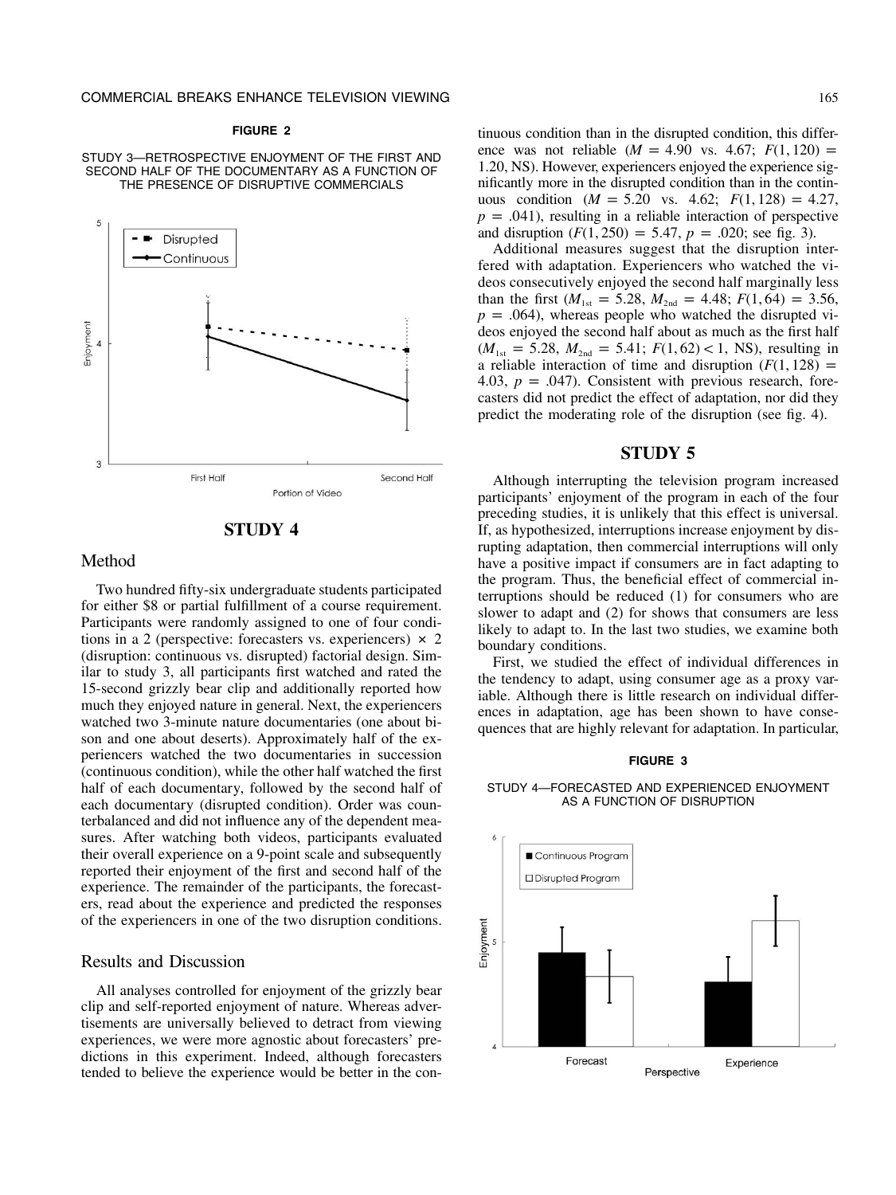**FIGURE 2**

STUDY 3—RETROSPECTIVE ENJOYMENT OF THE FIRST AND SECOND HALF OF THE DOCUMENTARY AS A FUNCTION OF THE PRESENCE OF DISRUPTIVE COMMERCIALS

## STUDY 4

### Method

Two hundred fifty-six undergraduate students participated for either $8 or partial fulfillment of a course requirement. Participants were randomly assigned to one of four conditions in a 2 (perspective: forecasters vs. experiencers) × 2 (disruption: continuous vs. disrupted) factorial design. Similar to study 3, all participants first watched and rated the 15-second grizzly bear clip and additionally reported how much they enjoyed nature in general. Next, the experiencers watched two 3-minute nature documentaries (one about bison and one about deserts). Approximately half of the experiencers watched the two documentaries in succession (continuous condition), while the other half watched the first half of each documentary, followed by the second half of each documentary (disrupted condition). Order was counterbalanced and did not influence any of the dependent measures. After watching both videos, participants evaluated their overall experience on a 9-point scale and subsequently reported their enjoyment of the first and second half of the experience. The remainder of the participants, the forecasters, read about the experience and predicted the responses of the experiencers in one of the two disruption conditions.

### Results and Discussion

All analyses controlled for enjoyment of the grizzly bear clip and self-reported enjoyment of nature. Whereas advertisements are universally believed to detract from viewing experiences, we were more agnostic about forecasters' predictions in this experiment. Indeed, although forecasters tended to believe the experience would be better in the continuous condition than in the disrupted condition, this difference was not reliable ($M = 4.90$ vs. $4.67$; $F(1, 120) = 1.20$, NS). However, experiencers enjoyed the experience significantly more in the disrupted condition than in the continuous condition ($M = 5.20$ vs. $4.62$; $F(1, 128) = 4.27$, $p = .041$), resulting in a reliable interaction of perspective and disruption ($F(1, 250) = 5.47$, $p = .020$; see fig. 3).

Additional measures suggest that the disruption interfered with adaptation. Experiencers who watched the videos consecutively enjoyed the second half marginally less than the first ($M_{1st} = 5.28$, $M_{2nd} = 4.48$; $F(1, 64) = 3.56$, $p = .064$), whereas people who watched the disrupted videos enjoyed the second half about as much as the first half ($M_{1st} = 5.28$, $M_{2nd} = 5.41$; $F(1, 62) < 1$, NS), resulting in a reliable interaction of time and disruption ($F(1, 128) = 4.03$, $p = .047$). Consistent with previous research, forecasters did not predict the effect of adaptation, nor did they predict the moderating role of the disruption (see fig. 4).

## STUDY 5

Although interrupting the television program increased participants' enjoyment of the program in each of the four preceding studies, it is unlikely that this effect is universal. If, as hypothesized, interruptions increase enjoyment by disrupting adaptation, then commercial interruptions will only have a positive impact if consumers are in fact adapting to the program. Thus, the beneficial effect of commercial interruptions should be reduced (1) for consumers who are slower to adapt and (2) for shows that consumers are less likely to adapt to. In the last two studies, we examine both boundary conditions.

First, we studied the effect of individual differences in the tendency to adapt, using consumer age as a proxy variable. Although there is little research on individual differences in adaptation, age has been shown to have consequences that are highly relevant for adaptation. In particular,

**FIGURE 3**

STUDY 4—FORECASTED AND EXPERIENCED ENJOYMENT AS A FUNCTION OF DISRUPTION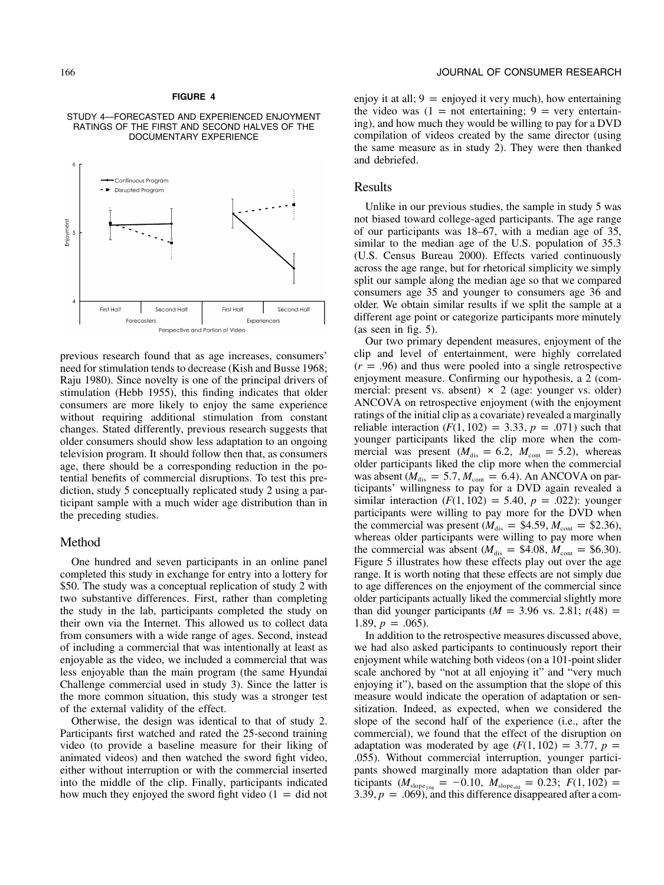**FIGURE 4**

STUDY 4—FORECASTED AND EXPERIENCED ENJOYMENT RATINGS OF THE FIRST AND SECOND HALVES OF THE DOCUMENTARY EXPERIENCE

previous research found that as age increases, consumers' need for stimulation tends to decrease (Kish and Busse 1968; Raju 1980). Since novelty is one of the principal drivers of stimulation (Hebb 1955), this finding indicates that older consumers are more likely to enjoy the same experience without requiring additional stimulation from constant changes. Stated differently, previous research suggests that older consumers should show less adaptation to an ongoing television program. It should follow then that, as consumers age, there should be a corresponding reduction in the potential benefits of commercial disruptions. To test this prediction, study 5 conceptually replicated study 2 using a participant sample with a much wider age distribution than in the preceding studies.

## Method

One hundred and seven participants in an online panel completed this study in exchange for entry into a lottery for \$50. The study was a conceptual replication of study 2 with two substantive differences. First, rather than completing the study in the lab, participants completed the study on their own via the Internet. This allowed us to collect data from consumers with a wide range of ages. Second, instead of including a commercial that was intentionally at least as enjoyable as the video, we included a commercial that was less enjoyable than the main program (the same Hyundai Challenge commercial used in study 3). Since the latter is the more common situation, this study was a stronger test of the external validity of the effect.

Otherwise, the design was identical to that of study 2. Participants first watched and rated the 25-second training video (to provide a baseline measure for their liking of animated videos) and then watched the sword fight video, either without interruption or with the commercial inserted into the middle of the clip. Finally, participants indicated how much they enjoyed the sword fight video (1 = did not enjoy it at all; 9 = enjoyed it very much), how entertaining the video was (1 = not entertaining; 9 = very entertaining), and how much they would be willing to pay for a DVD compilation of videos created by the same director (using the same measure as in study 2). They were then thanked and debriefed.

## Results

Unlike in our previous studies, the sample in study 5 was not biased toward college-aged participants. The age range of our participants was 18–67, with a median age of 35, similar to the median age of the U.S. population of 35.3 (U.S. Census Bureau 2000). Effects varied continuously across the age range, but for rhetorical simplicity we simply split our sample along the median age so that we compared consumers age 35 and younger to consumers age 36 and older. We obtain similar results if we split the sample at a different age point or categorize participants more minutely (as seen in fig. 5).

Our two primary dependent measures, enjoyment of the clip and level of entertainment, were highly correlated ($r = .96$) and thus were pooled into a single retrospective enjoyment measure. Confirming our hypothesis, a 2 (commercial: present vs. absent) × 2 (age: younger vs. older) ANCOVA on retrospective enjoyment (with the enjoyment ratings of the initial clip as a covariate) revealed a marginally reliable interaction ($F(1, 102) = 3.33$, $p = .071$) such that younger participants liked the clip more when the commercial was present ($M_{\text{dis}} = 6.2$, $M_{\text{cont}} = 5.2$), whereas older participants liked the clip more when the commercial was absent ($M_{\text{dis}} = 5.7$, $M_{\text{cont}} = 6.4$). An ANCOVA on participants' willingness to pay for a DVD again revealed a similar interaction ($F(1, 102) = 5.40$, $p = .022$): younger participants were willing to pay more for the DVD when the commercial was present ($M_{\text{dis}} = \$4.59$, $M_{\text{cont}} = \$2.36$), whereas older participants were willing to pay more when the commercial was absent ($M_{\text{dis}} = \$4.08$, $M_{\text{cont}} = \$6.30$). Figure 5 illustrates how these effects play out over the age range. It is worth noting that these effects are not simply due to age differences on the enjoyment of the commercial since older participants actually liked the commercial slightly more than did younger participants ($M = 3.96$ vs. 2.81; $t(48) = 1.89$, $p = .065$).

In addition to the retrospective measures discussed above, we had also asked participants to continuously report their enjoyment while watching both videos (on a 101-point slider scale anchored by "not at all enjoying it" and "very much enjoying it"), based on the assumption that the slope of this measure would indicate the operation of adaptation or sensitization. Indeed, as expected, when we considered the slope of the second half of the experience (i.e., after the commercial), we found that the effect of the disruption on adaptation was moderated by age ($F(1, 102) = 3.77$, $p = .055$). Without commercial interruption, younger participants showed marginally more adaptation than older participants ($M_{\text{slope}_{\text{yng}}} = -0.10$, $M_{\text{slope}_{\text{old}}} = 0.23$; $F(1, 102) = 3.39$, $p = .069$), and this difference disappeared after a com-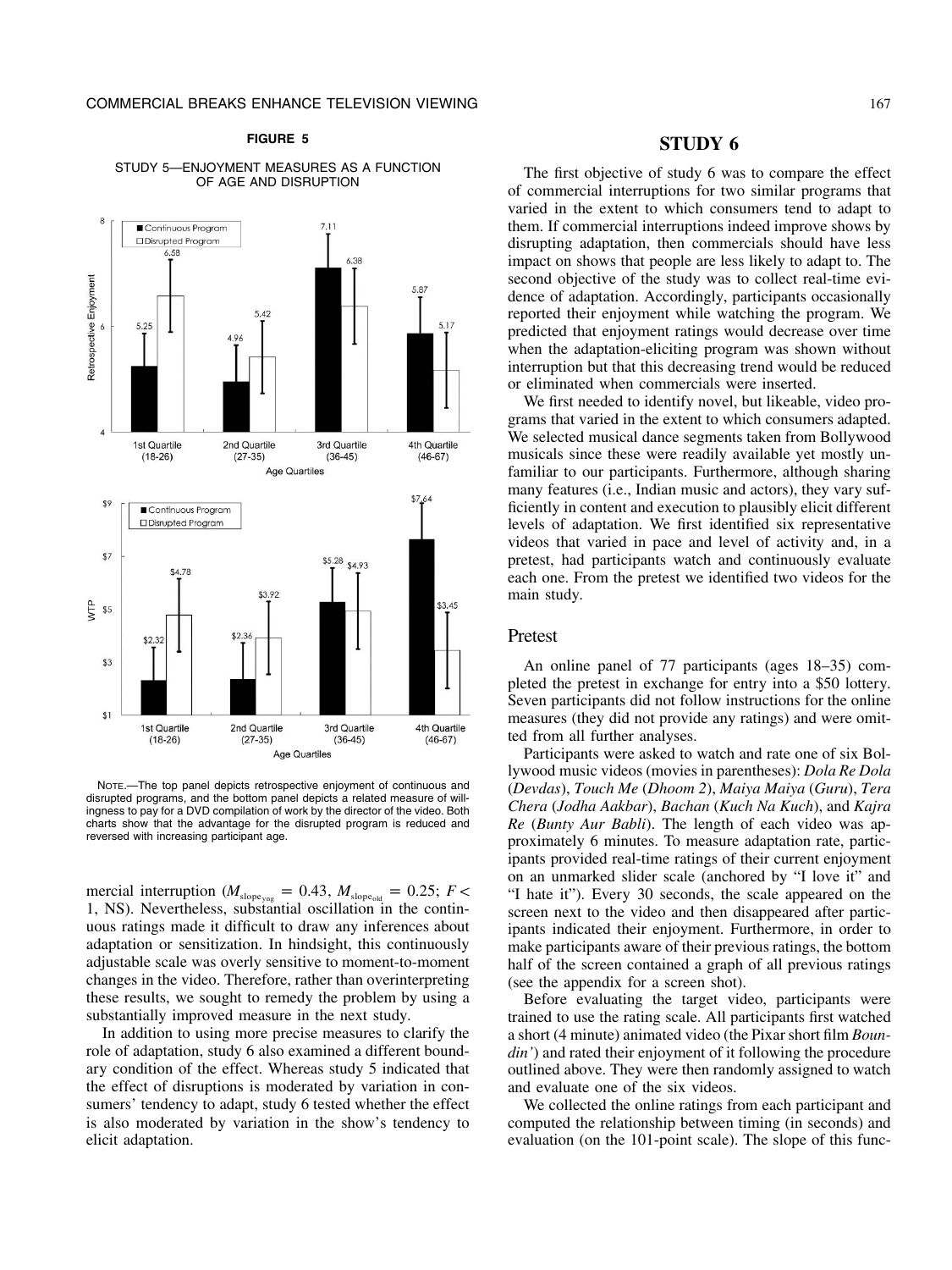**FIGURE 5**

STUDY 5—ENJOYMENT MEASURES AS A FUNCTION OF AGE AND DISRUPTION

NOTE.—The top panel depicts retrospective enjoyment of continuous and disrupted programs, and the bottom panel depicts a related measure of willingness to pay for a DVD compilation of work by the director of the video. Both charts show that the advantage for the disrupted program is reduced and reversed with increasing participant age.

mercial interruption ($M_{slope_{yng}} = 0.43$, $M_{slope_{old}} = 0.25$; $F < 1$, NS). Nevertheless, substantial oscillation in the continuous ratings made it difficult to draw any inferences about adaptation or sensitization. In hindsight, this continuously adjustable scale was overly sensitive to moment-to-moment changes in the video. Therefore, rather than overinterpreting these results, we sought to remedy the problem by using a substantially improved measure in the next study.

In addition to using more precise measures to clarify the role of adaptation, study 6 also examined a different boundary condition of the effect. Whereas study 5 indicated that the effect of disruptions is moderated by variation in consumers' tendency to adapt, study 6 tested whether the effect is also moderated by variation in the show's tendency to elicit adaptation.

# STUDY 6

The first objective of study 6 was to compare the effect of commercial interruptions for two similar programs that varied in the extent to which consumers tend to adapt to them. If commercial interruptions indeed improve shows by disrupting adaptation, then commercials should have less impact on shows that people are less likely to adapt to. The second objective of the study was to collect real-time evidence of adaptation. Accordingly, participants occasionally reported their enjoyment while watching the program. We predicted that enjoyment ratings would decrease over time when the adaptation-eliciting program was shown without interruption but that this decreasing trend would be reduced or eliminated when commercials were inserted.

We first needed to identify novel, but likeable, video programs that varied in the extent to which consumers adapted. We selected musical dance segments taken from Bollywood musicals since these were readily available yet mostly unfamiliar to our participants. Furthermore, although sharing many features (i.e., Indian music and actors), they vary sufficiently in content and execution to plausibly elicit different levels of adaptation. We first identified six representative videos that varied in pace and level of activity and, in a pretest, had participants watch and continuously evaluate each one. From the pretest we identified two videos for the main study.

## Pretest

An online panel of 77 participants (ages 18–35) completed the pretest in exchange for entry into a $50 lottery. Seven participants did not follow instructions for the online measures (they did not provide any ratings) and were omitted from all further analyses.

Participants were asked to watch and rate one of six Bollywood music videos (movies in parentheses): *Dola Re Dola* (*Devdas*), *Touch Me* (*Dhoom 2*), *Maiya Maiya* (*Guru*), *Tera Chera* (*Jodha Aakbar*), *Bachan* (*Kuch Na Kuch*), and *Kajra Re* (*Bunty Aur Babli*). The length of each video was approximately 6 minutes. To measure adaptation rate, participants provided real-time ratings of their current enjoyment on an unmarked slider scale (anchored by "I love it" and "I hate it"). Every 30 seconds, the scale appeared on the screen next to the video and then disappeared after participants indicated their enjoyment. Furthermore, in order to make participants aware of their previous ratings, the bottom half of the screen contained a graph of all previous ratings (see the appendix for a screen shot).

Before evaluating the target video, participants were trained to use the rating scale. All participants first watched a short (4 minute) animated video (the Pixar short film *Boundin'*) and rated their enjoyment of it following the procedure outlined above. They were then randomly assigned to watch and evaluate one of the six videos.

We collected the online ratings from each participant and computed the relationship between timing (in seconds) and evaluation (on the 101-point scale). The slope of this func-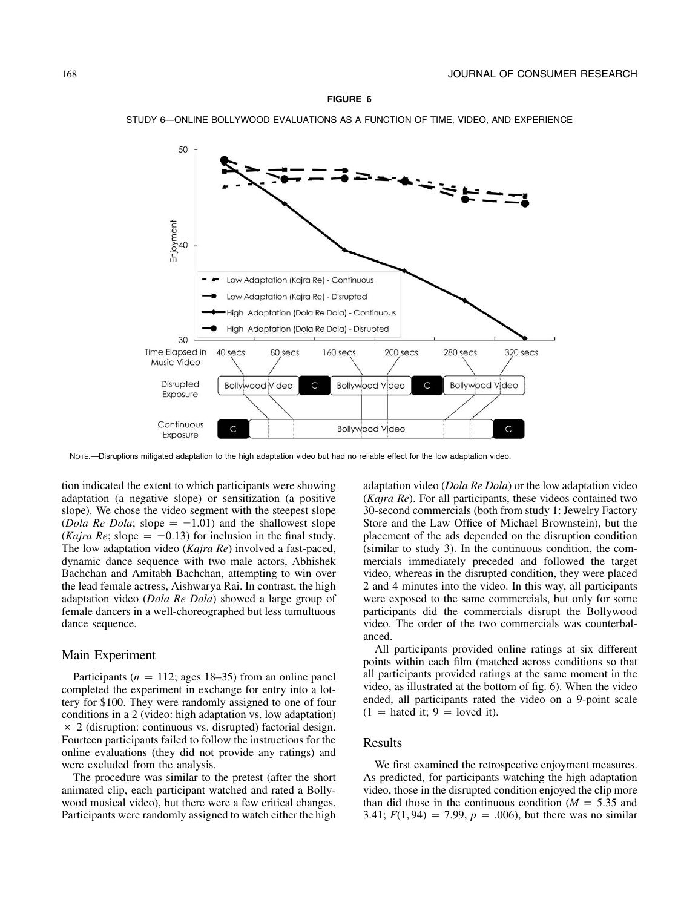**FIGURE 6**

STUDY 6—ONLINE BOLLYWOOD EVALUATIONS AS A FUNCTION OF TIME, VIDEO, AND EXPERIENCE

NOTE.—Disruptions mitigated adaptation to the high adaptation video but had no reliable effect for the low adaptation video.

tion indicated the extent to which participants were showing adaptation (a negative slope) or sensitization (a positive slope). We chose the video segment with the steepest slope (*Dola Re Dola*; slope $= -1.01$) and the shallowest slope (*Kajra Re*; slope $= -0.13$) for inclusion in the final study. The low adaptation video (*Kajra Re*) involved a fast-paced, dynamic dance sequence with two male actors, Abhishek Bachchan and Amitabh Bachchan, attempting to win over the lead female actress, Aishwarya Rai. In contrast, the high adaptation video (*Dola Re Dola*) showed a large group of female dancers in a well-choreographed but less tumultuous dance sequence.

## Main Experiment

Participants ($n = 112$; ages 18–35) from an online panel completed the experiment in exchange for entry into a lottery for $100. They were randomly assigned to one of four conditions in a 2 (video: high adaptation vs. low adaptation) × 2 (disruption: continuous vs. disrupted) factorial design. Fourteen participants failed to follow the instructions for the online evaluations (they did not provide any ratings) and were excluded from the analysis.

The procedure was similar to the pretest (after the short animated clip, each participant watched and rated a Bollywood musical video), but there were a few critical changes. Participants were randomly assigned to watch either the high adaptation video (*Dola Re Dola*) or the low adaptation video (*Kajra Re*). For all participants, these videos contained two 30-second commercials (both from study 1: Jewelry Factory Store and the Law Office of Michael Brownstein), but the placement of the ads depended on the disruption condition (similar to study 3). In the continuous condition, the commercials immediately preceded and followed the target video, whereas in the disrupted condition, they were placed 2 and 4 minutes into the video. In this way, all participants were exposed to the same commercials, but only for some participants did the commercials disrupt the Bollywood video. The order of the two commercials was counterbalanced.

All participants provided online ratings at six different points within each film (matched across conditions so that all participants provided ratings at the same moment in the video, as illustrated at the bottom of fig. 6). When the video ended, all participants rated the video on a 9-point scale (1 = hated it; 9 = loved it).

## Results

We first examined the retrospective enjoyment measures. As predicted, for participants watching the high adaptation video, those in the disrupted condition enjoyed the clip more than did those in the continuous condition ($M = 5.35$ and 3.41; $F(1, 94) = 7.99$, $p = .006$), but there was no similar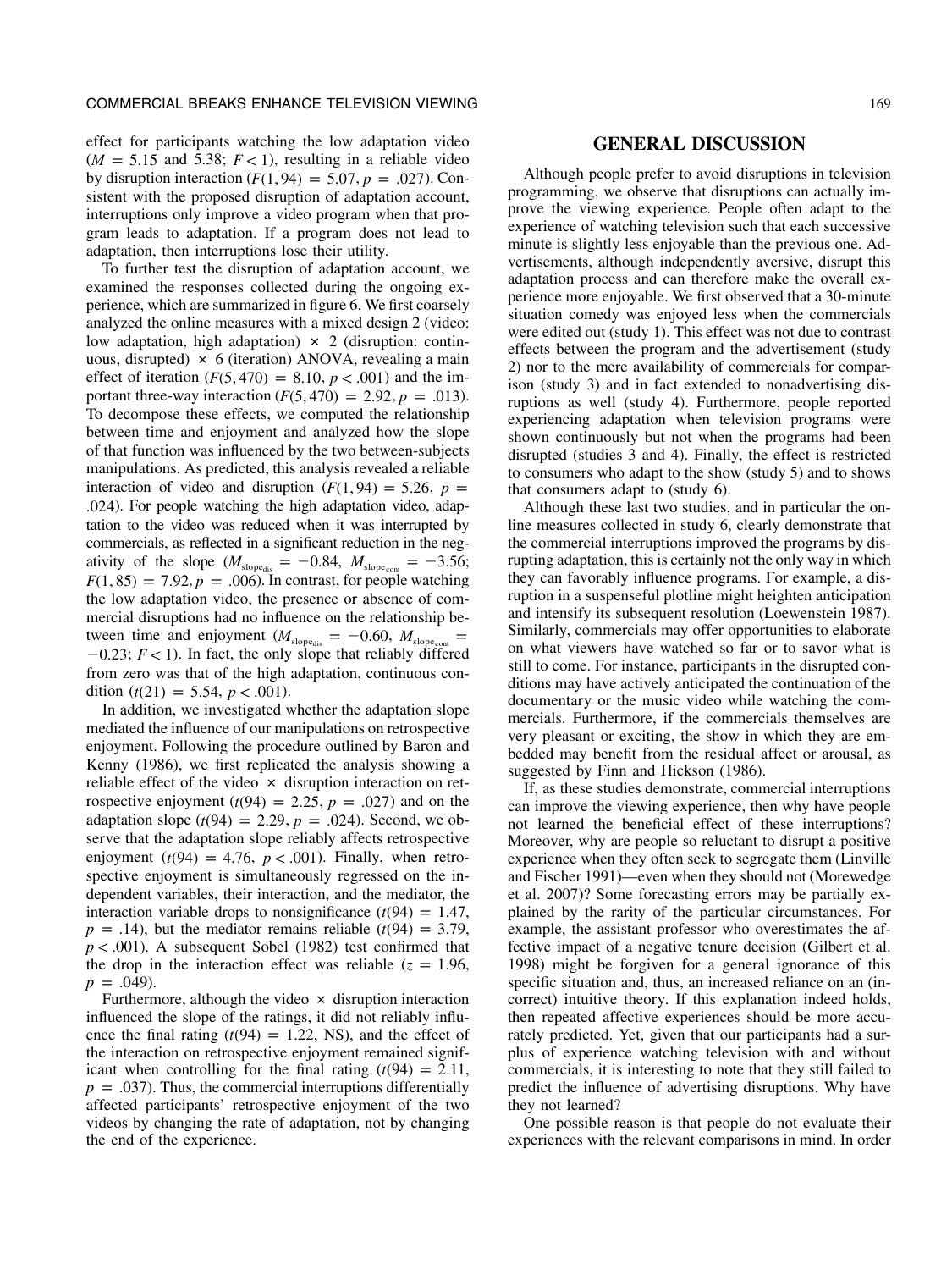effect for participants watching the low adaptation video ($M = 5.15$ and $5.38$; $F < 1$), resulting in a reliable video by disruption interaction ($F(1, 94) = 5.07, p = .027$). Consistent with the proposed disruption of adaptation account, interruptions only improve a video program when that program leads to adaptation. If a program does not lead to adaptation, then interruptions lose their utility.

To further test the disruption of adaptation account, we examined the responses collected during the ongoing experience, which are summarized in figure 6. We first coarsely analyzed the online measures with a mixed design 2 (video: low adaptation, high adaptation) × 2 (disruption: continuous, disrupted) × 6 (iteration) ANOVA, revealing a main effect of iteration ($F(5, 470) = 8.10, p < .001$) and the important three-way interaction ($F(5, 470) = 2.92, p = .013$). To decompose these effects, we computed the relationship between time and enjoyment and analyzed how the slope of that function was influenced by the two between-subjects manipulations. As predicted, this analysis revealed a reliable interaction of video and disruption ($F(1, 94) = 5.26, p = .024$). For people watching the high adaptation video, adaptation to the video was reduced when it was interrupted by commercials, as reflected in a significant reduction in the negativity of the slope ($M_{\text{slope}_{\text{dis}}} = -0.84$, $M_{\text{slope}_{\text{cont}}} = -3.56$; $F(1, 85) = 7.92, p = .006$). In contrast, for people watching the low adaptation video, the presence or absence of commercial disruptions had no influence on the relationship between time and enjoyment ($M_{\text{slope}_{\text{dis}}} = -0.60$, $M_{\text{slope}_{\text{cont}}} = -0.23$; $F < 1$). In fact, the only slope that reliably differed from zero was that of the high adaptation, continuous condition ($t(21) = 5.54, p < .001$).

In addition, we investigated whether the adaptation slope mediated the influence of our manipulations on retrospective enjoyment. Following the procedure outlined by Baron and Kenny (1986), we first replicated the analysis showing a reliable effect of the video × disruption interaction on retrospective enjoyment ($t(94) = 2.25, p = .027$) and on the adaptation slope ($t(94) = 2.29, p = .024$). Second, we observe that the adaptation slope reliably affects retrospective enjoyment ($t(94) = 4.76, p < .001$). Finally, when retrospective enjoyment is simultaneously regressed on the independent variables, their interaction, and the mediator, the interaction variable drops to nonsignificance ($t(94) = 1.47, p = .14$), but the mediator remains reliable ($t(94) = 3.79, p < .001$). A subsequent Sobel (1982) test confirmed that the drop in the interaction effect was reliable ($z = 1.96, p = .049$).

Furthermore, although the video × disruption interaction influenced the slope of the ratings, it did not reliably influence the final rating ($t(94) = 1.22$, NS), and the effect of the interaction on retrospective enjoyment remained significant when controlling for the final rating ($t(94) = 2.11, p = .037$). Thus, the commercial interruptions differentially affected participants' retrospective enjoyment of the two videos by changing the rate of adaptation, not by changing the end of the experience.

## GENERAL DISCUSSION

Although people prefer to avoid disruptions in television programming, we observe that disruptions can actually improve the viewing experience. People often adapt to the experience of watching television such that each successive minute is slightly less enjoyable than the previous one. Advertisements, although independently aversive, disrupt this adaptation process and can therefore make the overall experience more enjoyable. We first observed that a 30-minute situation comedy was enjoyed less when the commercials were edited out (study 1). This effect was not due to contrast effects between the program and the advertisement (study 2) nor to the mere availability of commercials for comparison (study 3) and in fact extended to nonadvertising disruptions as well (study 4). Furthermore, people reported experiencing adaptation when television programs were shown continuously but not when the programs had been disrupted (studies 3 and 4). Finally, the effect is restricted to consumers who adapt to the show (study 5) and to shows that consumers adapt to (study 6).

Although these last two studies, and in particular the online measures collected in study 6, clearly demonstrate that the commercial interruptions improved the programs by disrupting adaptation, this is certainly not the only way in which they can favorably influence programs. For example, a disruption in a suspenseful plotline might heighten anticipation and intensify its subsequent resolution (Loewenstein 1987). Similarly, commercials may offer opportunities to elaborate on what viewers have watched so far or to savor what is still to come. For instance, participants in the disrupted conditions may have actively anticipated the continuation of the documentary or the music video while watching the commercials. Furthermore, if the commercials themselves are very pleasant or exciting, the show in which they are embedded may benefit from the residual affect or arousal, as suggested by Finn and Hickson (1986).

If, as these studies demonstrate, commercial interruptions can improve the viewing experience, then why have people not learned the beneficial effect of these interruptions? Moreover, why are people so reluctant to disrupt a positive experience when they often seek to segregate them (Linville and Fischer 1991)—even when they should not (Morewedge et al. 2007)? Some forecasting errors may be partially explained by the rarity of the particular circumstances. For example, the assistant professor who overestimates the affective impact of a negative tenure decision (Gilbert et al. 1998) might be forgiven for a general ignorance of this specific situation and, thus, an increased reliance on an (incorrect) intuitive theory. If this explanation indeed holds, then repeated affective experiences should be more accurately predicted. Yet, given that our participants had a surplus of experience watching television with and without commercials, it is interesting to note that they still failed to predict the influence of advertising disruptions. Why have they not learned?

One possible reason is that people do not evaluate their experiences with the relevant comparisons in mind. In order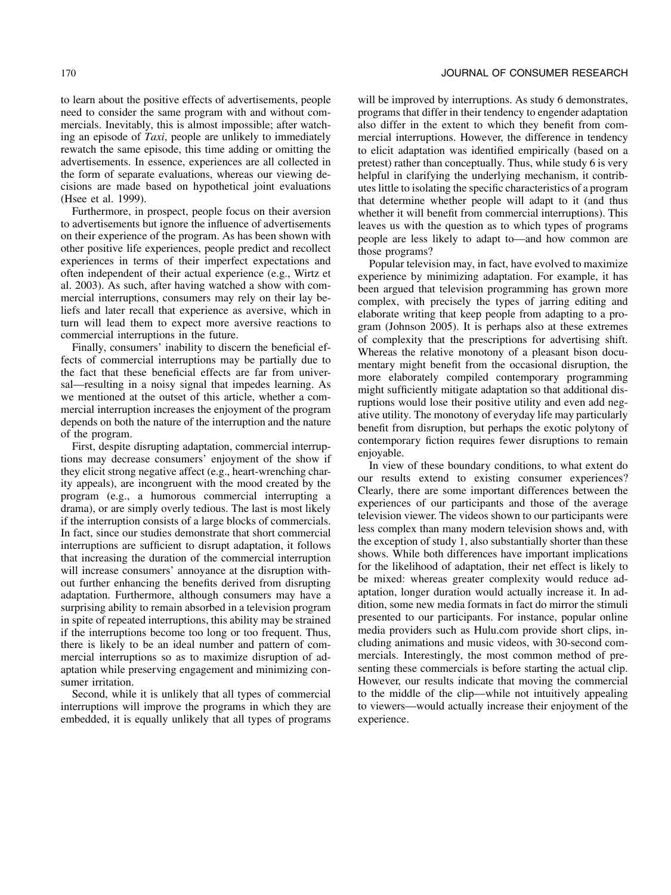to learn about the positive effects of advertisements, people need to consider the same program with and without commercials. Inevitably, this is almost impossible; after watching an episode of *Taxi*, people are unlikely to immediately rewatch the same episode, this time adding or omitting the advertisements. In essence, experiences are all collected in the form of separate evaluations, whereas our viewing decisions are made based on hypothetical joint evaluations (Hsee et al. 1999).

Furthermore, in prospect, people focus on their aversion to advertisements but ignore the influence of advertisements on their experience of the program. As has been shown with other positive life experiences, people predict and recollect experiences in terms of their imperfect expectations and often independent of their actual experience (e.g., Wirtz et al. 2003). As such, after having watched a show with commercial interruptions, consumers may rely on their lay beliefs and later recall that experience as aversive, which in turn will lead them to expect more aversive reactions to commercial interruptions in the future.

Finally, consumers' inability to discern the beneficial effects of commercial interruptions may be partially due to the fact that these beneficial effects are far from universal—resulting in a noisy signal that impedes learning. As we mentioned at the outset of this article, whether a commercial interruption increases the enjoyment of the program depends on both the nature of the interruption and the nature of the program.

First, despite disrupting adaptation, commercial interruptions may decrease consumers' enjoyment of the show if they elicit strong negative affect (e.g., heart-wrenching charity appeals), are incongruent with the mood created by the program (e.g., a humorous commercial interrupting a drama), or are simply overly tedious. The last is most likely if the interruption consists of a large blocks of commercials. In fact, since our studies demonstrate that short commercial interruptions are sufficient to disrupt adaptation, it follows that increasing the duration of the commercial interruption will increase consumers' annoyance at the disruption without further enhancing the benefits derived from disrupting adaptation. Furthermore, although consumers may have a surprising ability to remain absorbed in a television program in spite of repeated interruptions, this ability may be strained if the interruptions become too long or too frequent. Thus, there is likely to be an ideal number and pattern of commercial interruptions so as to maximize disruption of adaptation while preserving engagement and minimizing consumer irritation.

Second, while it is unlikely that all types of commercial interruptions will improve the programs in which they are embedded, it is equally unlikely that all types of programs will be improved by interruptions. As study 6 demonstrates, programs that differ in their tendency to engender adaptation also differ in the extent to which they benefit from commercial interruptions. However, the difference in tendency to elicit adaptation was identified empirically (based on a pretest) rather than conceptually. Thus, while study 6 is very helpful in clarifying the underlying mechanism, it contributes little to isolating the specific characteristics of a program that determine whether people will adapt to it (and thus whether it will benefit from commercial interruptions). This leaves us with the question as to which types of programs people are less likely to adapt to—and how common are those programs?

Popular television may, in fact, have evolved to maximize experience by minimizing adaptation. For example, it has been argued that television programming has grown more complex, with precisely the types of jarring editing and elaborate writing that keep people from adapting to a program (Johnson 2005). It is perhaps also at these extremes of complexity that the prescriptions for advertising shift. Whereas the relative monotony of a pleasant bison documentary might benefit from the occasional disruption, the more elaborately compiled contemporary programming might sufficiently mitigate adaptation so that additional disruptions would lose their positive utility and even add negative utility. The monotony of everyday life may particularly benefit from disruption, but perhaps the exotic polytony of contemporary fiction requires fewer disruptions to remain enjoyable.

In view of these boundary conditions, to what extent do our results extend to existing consumer experiences? Clearly, there are some important differences between the experiences of our participants and those of the average television viewer. The videos shown to our participants were less complex than many modern television shows and, with the exception of study 1, also substantially shorter than these shows. While both differences have important implications for the likelihood of adaptation, their net effect is likely to be mixed: whereas greater complexity would reduce adaptation, longer duration would actually increase it. In addition, some new media formats in fact do mirror the stimuli presented to our participants. For instance, popular online media providers such as Hulu.com provide short clips, including animations and music videos, with 30-second commercials. Interestingly, the most common method of presenting these commercials is before starting the actual clip. However, our results indicate that moving the commercial to the middle of the clip—while not intuitively appealing to viewers—would actually increase their enjoyment of the experience.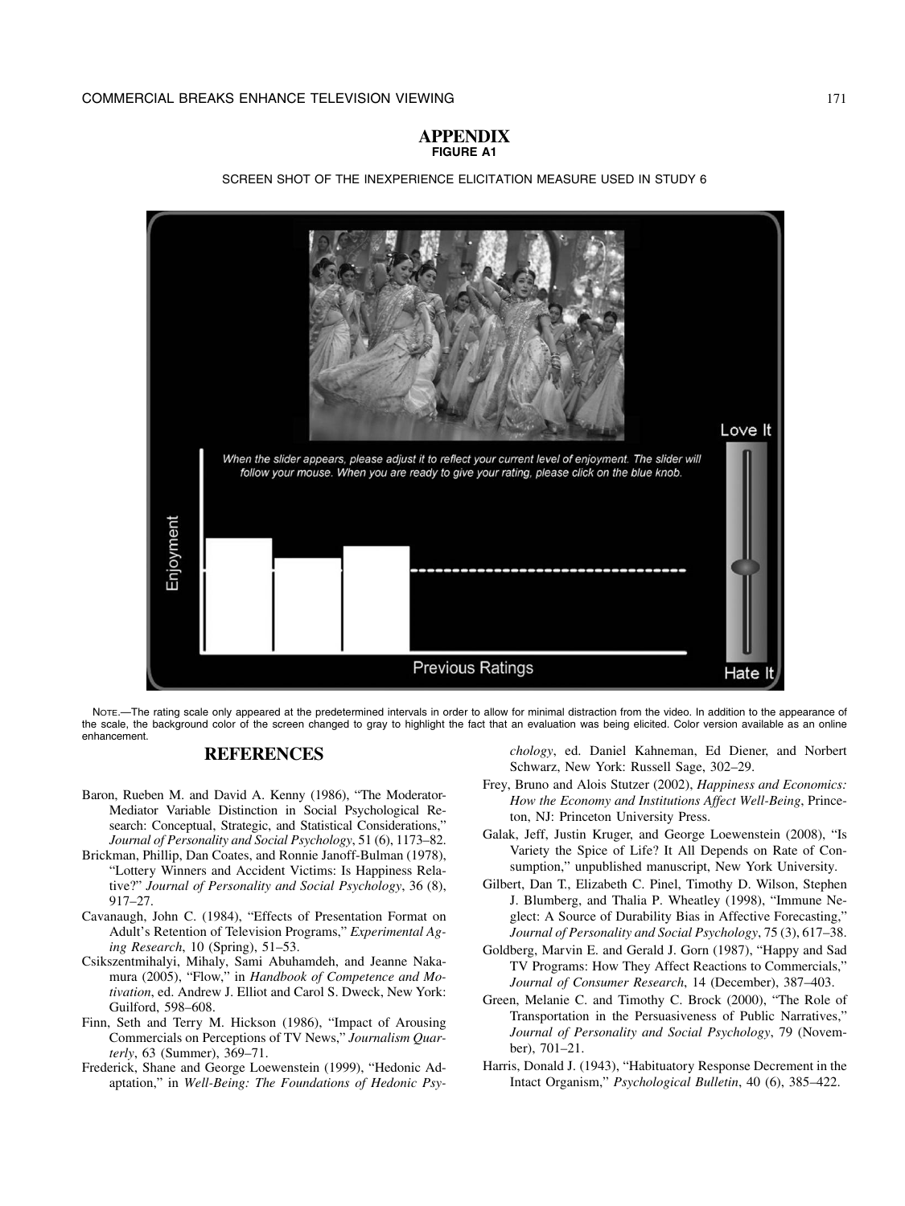## APPENDIX

**FIGURE A1**

SCREEN SHOT OF THE INEXPERIENCE ELICITATION MEASURE USED IN STUDY 6

NOTE.—The rating scale only appeared at the predetermined intervals in order to allow for minimal distraction from the video. In addition to the appearance of the scale, the background color of the screen changed to gray to highlight the fact that an evaluation was being elicited. Color version available as an online enhancement.

## REFERENCES

Baron, Rueben M. and David A. Kenny (1986), "The Moderator-Mediator Variable Distinction in Social Psychological Research: Conceptual, Strategic, and Statistical Considerations," *Journal of Personality and Social Psychology*, 51 (6), 1173–82.

Brickman, Phillip, Dan Coates, and Ronnie Janoff-Bulman (1978), "Lottery Winners and Accident Victims: Is Happiness Relative?" *Journal of Personality and Social Psychology*, 36 (8), 917–27.

Cavanaugh, John C. (1984), "Effects of Presentation Format on Adult's Retention of Television Programs," *Experimental Aging Research*, 10 (Spring), 51–53.

Csikszentmihalyi, Mihaly, Sami Abuhamdeh, and Jeanne Nakamura (2005), "Flow," in *Handbook of Competence and Motivation*, ed. Andrew J. Elliot and Carol S. Dweck, New York: Guilford, 598–608.

Finn, Seth and Terry M. Hickson (1986), "Impact of Arousing Commercials on Perceptions of TV News," *Journalism Quarterly*, 63 (Summer), 369–71.

Frederick, Shane and George Loewenstein (1999), "Hedonic Adaptation," in *Well-Being: The Foundations of Hedonic Psychology*, ed. Daniel Kahneman, Ed Diener, and Norbert Schwarz, New York: Russell Sage, 302–29.

Frey, Bruno and Alois Stutzer (2002), *Happiness and Economics: How the Economy and Institutions Affect Well-Being*, Princeton, NJ: Princeton University Press.

Galak, Jeff, Justin Kruger, and George Loewenstein (2008), "Is Variety the Spice of Life? It All Depends on Rate of Consumption," unpublished manuscript, New York University.

Gilbert, Dan T., Elizabeth C. Pinel, Timothy D. Wilson, Stephen J. Blumberg, and Thalia P. Wheatley (1998), "Immune Neglect: A Source of Durability Bias in Affective Forecasting," *Journal of Personality and Social Psychology*, 75 (3), 617–38.

Goldberg, Marvin E. and Gerald J. Gorn (1987), "Happy and Sad TV Programs: How They Affect Reactions to Commercials," *Journal of Consumer Research*, 14 (December), 387–403.

Green, Melanie C. and Timothy C. Brock (2000), "The Role of Transportation in the Persuasiveness of Public Narratives," *Journal of Personality and Social Psychology*, 79 (November), 701–21.

Harris, Donald J. (1943), "Habituatory Response Decrement in the Intact Organism," *Psychological Bulletin*, 40 (6), 385–422.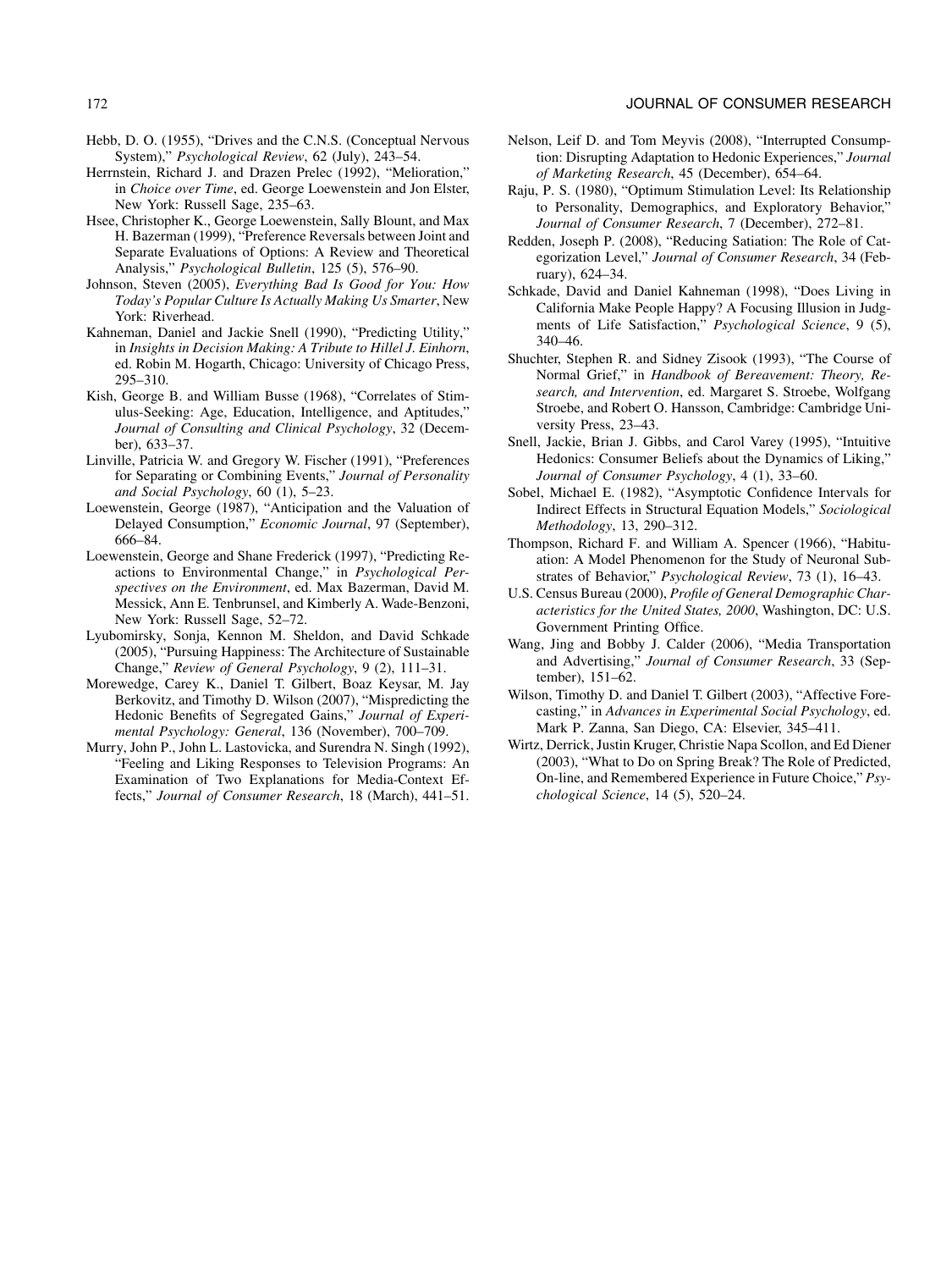Hebb, D. O. (1955), "Drives and the C.N.S. (Conceptual Nervous System)," *Psychological Review*, 62 (July), 243–54.

Herrnstein, Richard J. and Drazen Prelec (1992), "Melioration," in *Choice over Time*, ed. George Loewenstein and Jon Elster, New York: Russell Sage, 235–63.

Hsee, Christopher K., George Loewenstein, Sally Blount, and Max H. Bazerman (1999), "Preference Reversals between Joint and Separate Evaluations of Options: A Review and Theoretical Analysis," *Psychological Bulletin*, 125 (5), 576–90.

Johnson, Steven (2005), *Everything Bad Is Good for You: How Today's Popular Culture Is Actually Making Us Smarter*, New York: Riverhead.

Kahneman, Daniel and Jackie Snell (1990), "Predicting Utility," in *Insights in Decision Making: A Tribute to Hillel J. Einhorn*, ed. Robin M. Hogarth, Chicago: University of Chicago Press, 295–310.

Kish, George B. and William Busse (1968), "Correlates of Stimulus-Seeking: Age, Education, Intelligence, and Aptitudes," *Journal of Consulting and Clinical Psychology*, 32 (December), 633–37.

Linville, Patricia W. and Gregory W. Fischer (1991), "Preferences for Separating or Combining Events," *Journal of Personality and Social Psychology*, 60 (1), 5–23.

Loewenstein, George (1987), "Anticipation and the Valuation of Delayed Consumption," *Economic Journal*, 97 (September), 666–84.

Loewenstein, George and Shane Frederick (1997), "Predicting Reactions to Environmental Change," in *Psychological Perspectives on the Environment*, ed. Max Bazerman, David M. Messick, Ann E. Tenbrunsel, and Kimberly A. Wade-Benzoni, New York: Russell Sage, 52–72.

Lyubomirsky, Sonja, Kennon M. Sheldon, and David Schkade (2005), "Pursuing Happiness: The Architecture of Sustainable Change," *Review of General Psychology*, 9 (2), 111–31.

Morewedge, Carey K., Daniel T. Gilbert, Boaz Keysar, M. Jay Berkovitz, and Timothy D. Wilson (2007), "Mispredicting the Hedonic Benefits of Segregated Gains," *Journal of Experimental Psychology: General*, 136 (November), 700–709.

Murry, John P., John L. Lastovicka, and Surendra N. Singh (1992), "Feeling and Liking Responses to Television Programs: An Examination of Two Explanations for Media-Context Effects," *Journal of Consumer Research*, 18 (March), 441–51.

Nelson, Leif D. and Tom Meyvis (2008), "Interrupted Consumption: Disrupting Adaptation to Hedonic Experiences," *Journal of Marketing Research*, 45 (December), 654–64.

Raju, P. S. (1980), "Optimum Stimulation Level: Its Relationship to Personality, Demographics, and Exploratory Behavior," *Journal of Consumer Research*, 7 (December), 272–81.

Redden, Joseph P. (2008), "Reducing Satiation: The Role of Categorization Level," *Journal of Consumer Research*, 34 (February), 624–34.

Schkade, David and Daniel Kahneman (1998), "Does Living in California Make People Happy? A Focusing Illusion in Judgments of Life Satisfaction," *Psychological Science*, 9 (5), 340–46.

Shuchter, Stephen R. and Sidney Zisook (1993), "The Course of Normal Grief," in *Handbook of Bereavement: Theory, Research, and Intervention*, ed. Margaret S. Stroebe, Wolfgang Stroebe, and Robert O. Hansson, Cambridge: Cambridge University Press, 23–43.

Snell, Jackie, Brian J. Gibbs, and Carol Varey (1995), "Intuitive Hedonics: Consumer Beliefs about the Dynamics of Liking," *Journal of Consumer Psychology*, 4 (1), 33–60.

Sobel, Michael E. (1982), "Asymptotic Confidence Intervals for Indirect Effects in Structural Equation Models," *Sociological Methodology*, 13, 290–312.

Thompson, Richard F. and William A. Spencer (1966), "Habituation: A Model Phenomenon for the Study of Neuronal Substrates of Behavior," *Psychological Review*, 73 (1), 16–43.

U.S. Census Bureau (2000), *Profile of General Demographic Characteristics for the United States, 2000*, Washington, DC: U.S. Government Printing Office.

Wang, Jing and Bobby J. Calder (2006), "Media Transportation and Advertising," *Journal of Consumer Research*, 33 (September), 151–62.

Wilson, Timothy D. and Daniel T. Gilbert (2003), "Affective Forecasting," in *Advances in Experimental Social Psychology*, ed. Mark P. Zanna, San Diego, CA: Elsevier, 345–411.

Wirtz, Derrick, Justin Kruger, Christie Napa Scollon, and Ed Diener (2003), "What to Do on Spring Break? The Role of Predicted, On-line, and Remembered Experience in Future Choice," *Psychological Science*, 14 (5), 520–24.